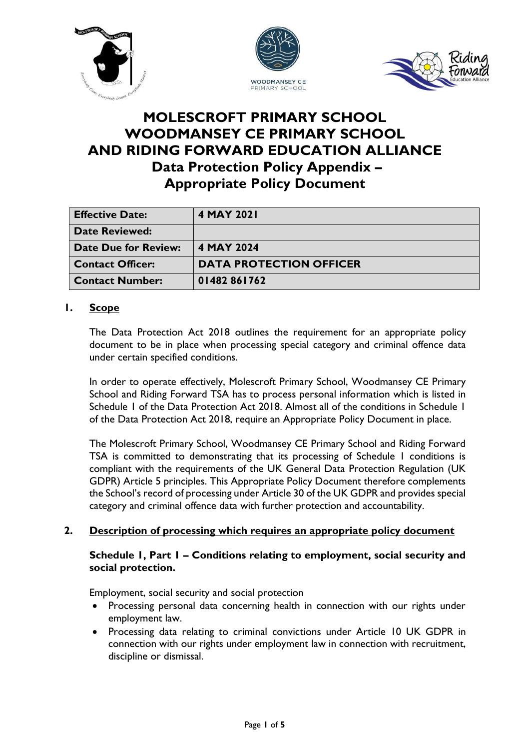# MOLESCROFT PRIMARY SCHOOL WOODMANSEY CE PRIMARY SCHOOL AND RIDING FORWARD EDUCATION ALLIANCE

## Data Protection Policy Appendix – Appropriate Policy Document

| **Effective Date:** | **4 MAY 2021** |
|---|---|
| **Date Reviewed:** | |
| **Date Due for Review:** | **4 MAY 2024** |
| **Contact Officer:** | **DATA PROTECTION OFFICER** |
| **Contact Number:** | **01482 861762** |

## 1. Scope

The Data Protection Act 2018 outlines the requirement for an appropriate policy document to be in place when processing special category and criminal offence data under certain specified conditions.

In order to operate effectively, Molescroft Primary School, Woodmansey CE Primary School and Riding Forward TSA has to process personal information which is listed in Schedule 1 of the Data Protection Act 2018. Almost all of the conditions in Schedule 1 of the Data Protection Act 2018, require an Appropriate Policy Document in place.

The Molescroft Primary School, Woodmansey CE Primary School and Riding Forward TSA is committed to demonstrating that its processing of Schedule 1 conditions is compliant with the requirements of the UK General Data Protection Regulation (UK GDPR) Article 5 principles. This Appropriate Policy Document therefore complements the School's record of processing under Article 30 of the UK GDPR and provides special category and criminal offence data with further protection and accountability.

## 2. Description of processing which requires an appropriate policy document

### Schedule 1, Part 1 – Conditions relating to employment, social security and social protection.

Employment, social security and social protection

- Processing personal data concerning health in connection with our rights under employment law.
- Processing data relating to criminal convictions under Article 10 UK GDPR in connection with our rights under employment law in connection with recruitment, discipline or dismissal.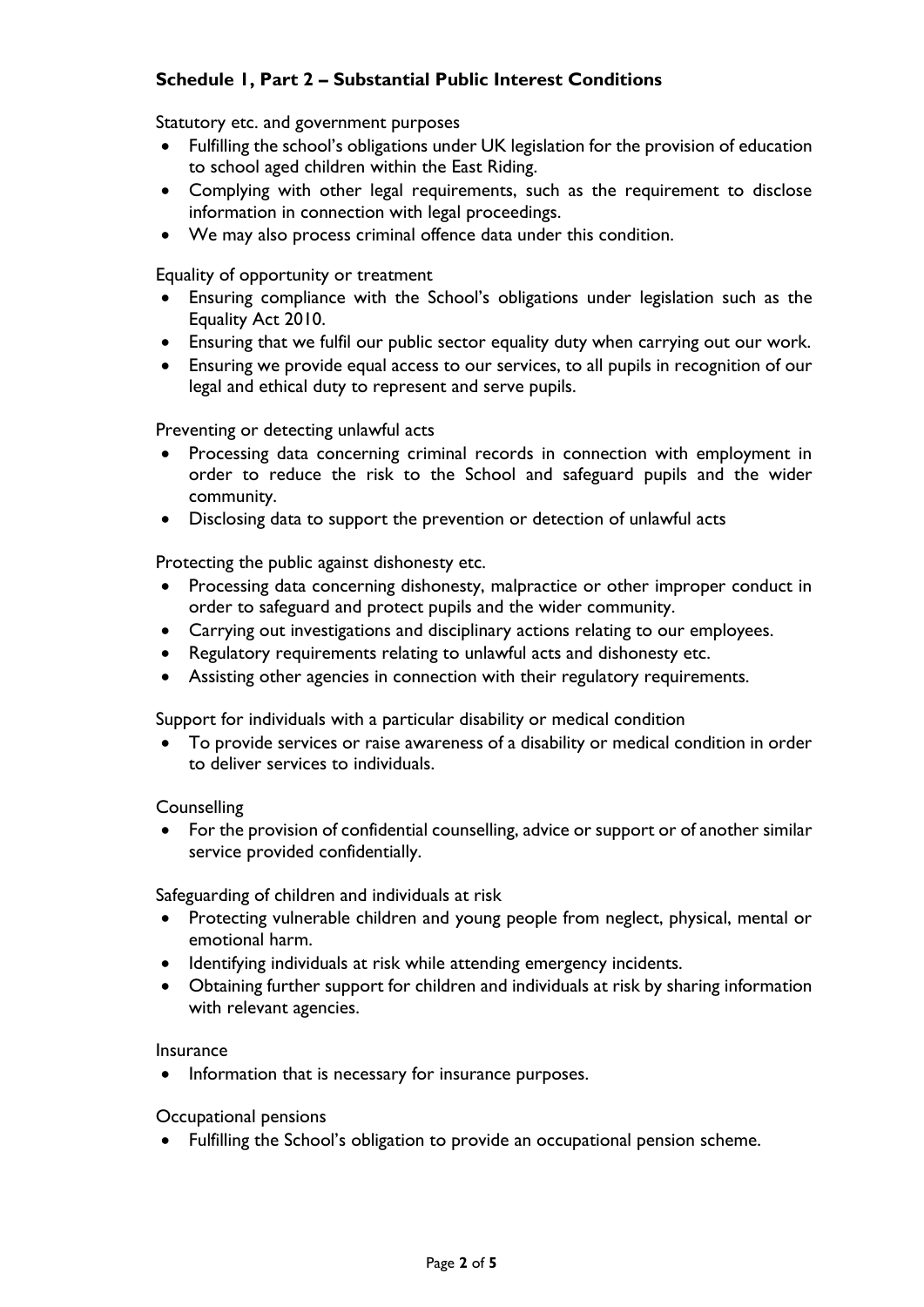**Schedule 1, Part 2 – Substantial Public Interest Conditions**

Statutory etc. and government purposes

- Fulfilling the school's obligations under UK legislation for the provision of education to school aged children within the East Riding.
- Complying with other legal requirements, such as the requirement to disclose information in connection with legal proceedings.
- We may also process criminal offence data under this condition.

Equality of opportunity or treatment

- Ensuring compliance with the School's obligations under legislation such as the Equality Act 2010.
- Ensuring that we fulfil our public sector equality duty when carrying out our work.
- Ensuring we provide equal access to our services, to all pupils in recognition of our legal and ethical duty to represent and serve pupils.

Preventing or detecting unlawful acts

- Processing data concerning criminal records in connection with employment in order to reduce the risk to the School and safeguard pupils and the wider community.
- Disclosing data to support the prevention or detection of unlawful acts

Protecting the public against dishonesty etc.

- Processing data concerning dishonesty, malpractice or other improper conduct in order to safeguard and protect pupils and the wider community.
- Carrying out investigations and disciplinary actions relating to our employees.
- Regulatory requirements relating to unlawful acts and dishonesty etc.
- Assisting other agencies in connection with their regulatory requirements.

Support for individuals with a particular disability or medical condition

- To provide services or raise awareness of a disability or medical condition in order to deliver services to individuals.

Counselling

- For the provision of confidential counselling, advice or support or of another similar service provided confidentially.

Safeguarding of children and individuals at risk

- Protecting vulnerable children and young people from neglect, physical, mental or emotional harm.
- Identifying individuals at risk while attending emergency incidents.
- Obtaining further support for children and individuals at risk by sharing information with relevant agencies.

Insurance

- Information that is necessary for insurance purposes.

Occupational pensions

- Fulfilling the School's obligation to provide an occupational pension scheme.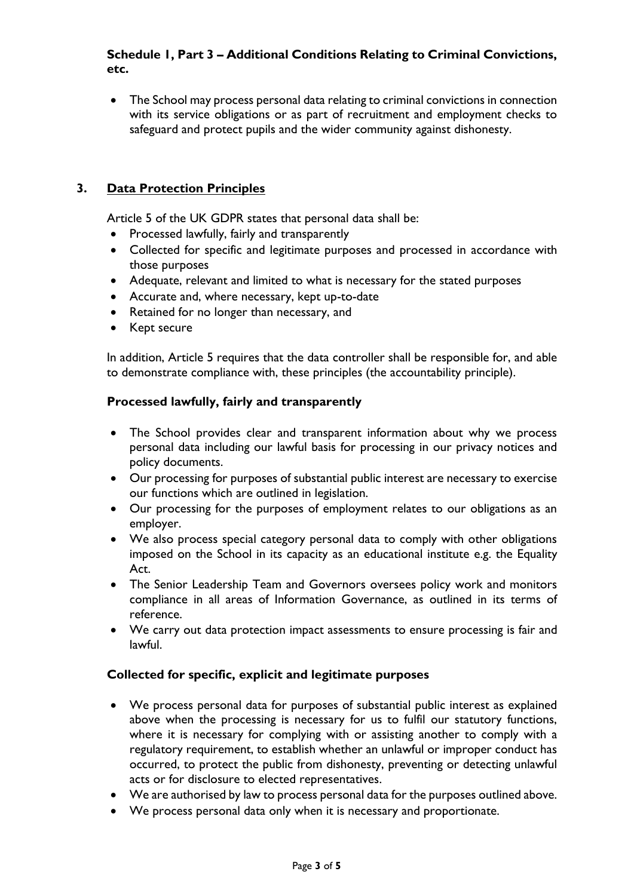**Schedule 1, Part 3 – Additional Conditions Relating to Criminal Convictions, etc.**

- The School may process personal data relating to criminal convictions in connection with its service obligations or as part of recruitment and employment checks to safeguard and protect pupils and the wider community against dishonesty.

## 3. Data Protection Principles

Article 5 of the UK GDPR states that personal data shall be:

- Processed lawfully, fairly and transparently
- Collected for specific and legitimate purposes and processed in accordance with those purposes
- Adequate, relevant and limited to what is necessary for the stated purposes
- Accurate and, where necessary, kept up-to-date
- Retained for no longer than necessary, and
- Kept secure

In addition, Article 5 requires that the data controller shall be responsible for, and able to demonstrate compliance with, these principles (the accountability principle).

**Processed lawfully, fairly and transparently**

- The School provides clear and transparent information about why we process personal data including our lawful basis for processing in our privacy notices and policy documents.
- Our processing for purposes of substantial public interest are necessary to exercise our functions which are outlined in legislation.
- Our processing for the purposes of employment relates to our obligations as an employer.
- We also process special category personal data to comply with other obligations imposed on the School in its capacity as an educational institute e.g. the Equality Act.
- The Senior Leadership Team and Governors oversees policy work and monitors compliance in all areas of Information Governance, as outlined in its terms of reference.
- We carry out data protection impact assessments to ensure processing is fair and lawful.

**Collected for specific, explicit and legitimate purposes**

- We process personal data for purposes of substantial public interest as explained above when the processing is necessary for us to fulfil our statutory functions, where it is necessary for complying with or assisting another to comply with a regulatory requirement, to establish whether an unlawful or improper conduct has occurred, to protect the public from dishonesty, preventing or detecting unlawful acts or for disclosure to elected representatives.
- We are authorised by law to process personal data for the purposes outlined above.
- We process personal data only when it is necessary and proportionate.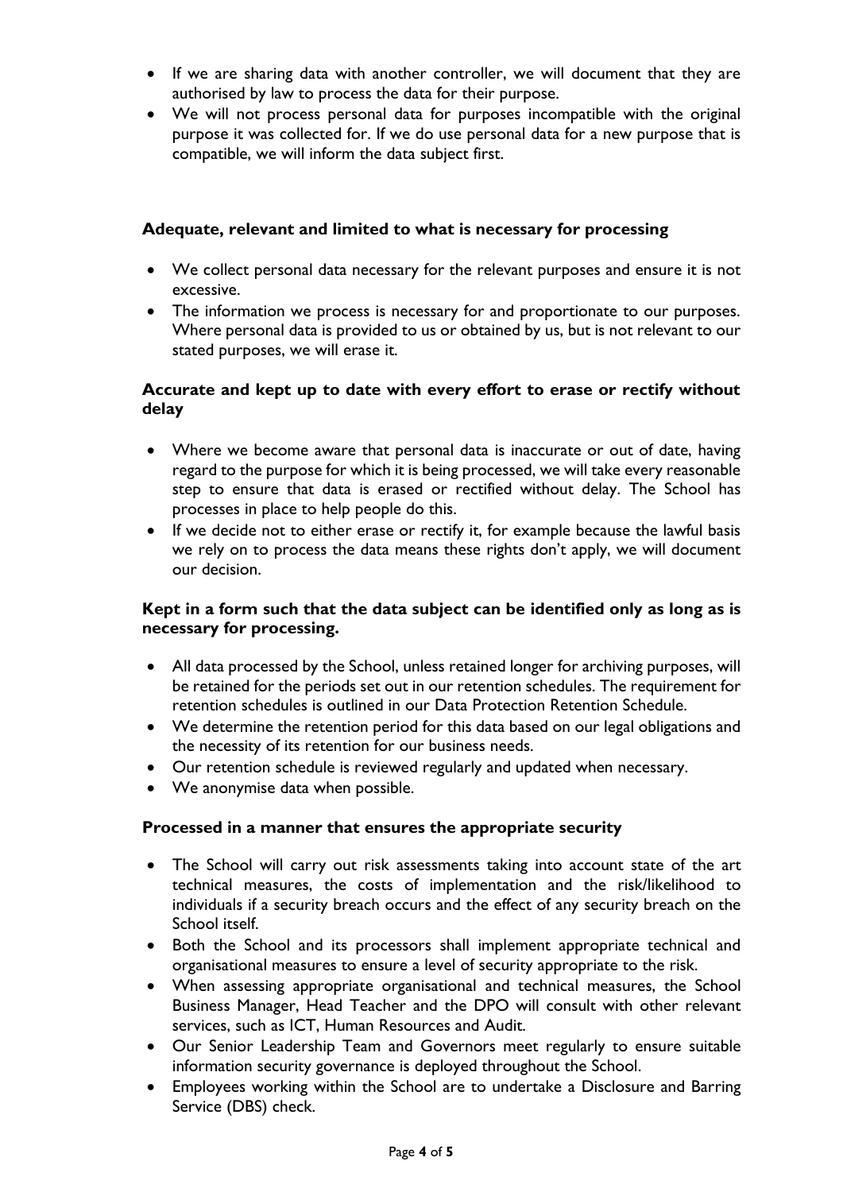- If we are sharing data with another controller, we will document that they are authorised by law to process the data for their purpose.
- We will not process personal data for purposes incompatible with the original purpose it was collected for. If we do use personal data for a new purpose that is compatible, we will inform the data subject first.

**Adequate, relevant and limited to what is necessary for processing**

- We collect personal data necessary for the relevant purposes and ensure it is not excessive.
- The information we process is necessary for and proportionate to our purposes. Where personal data is provided to us or obtained by us, but is not relevant to our stated purposes, we will erase it.

**Accurate and kept up to date with every effort to erase or rectify without delay**

- Where we become aware that personal data is inaccurate or out of date, having regard to the purpose for which it is being processed, we will take every reasonable step to ensure that data is erased or rectified without delay. The School has processes in place to help people do this.
- If we decide not to either erase or rectify it, for example because the lawful basis we rely on to process the data means these rights don't apply, we will document our decision.

**Kept in a form such that the data subject can be identified only as long as is necessary for processing.**

- All data processed by the School, unless retained longer for archiving purposes, will be retained for the periods set out in our retention schedules. The requirement for retention schedules is outlined in our Data Protection Retention Schedule.
- We determine the retention period for this data based on our legal obligations and the necessity of its retention for our business needs.
- Our retention schedule is reviewed regularly and updated when necessary.
- We anonymise data when possible.

**Processed in a manner that ensures the appropriate security**

- The School will carry out risk assessments taking into account state of the art technical measures, the costs of implementation and the risk/likelihood to individuals if a security breach occurs and the effect of any security breach on the School itself.
- Both the School and its processors shall implement appropriate technical and organisational measures to ensure a level of security appropriate to the risk.
- When assessing appropriate organisational and technical measures, the School Business Manager, Head Teacher and the DPO will consult with other relevant services, such as ICT, Human Resources and Audit.
- Our Senior Leadership Team and Governors meet regularly to ensure suitable information security governance is deployed throughout the School.
- Employees working within the School are to undertake a Disclosure and Barring Service (DBS) check.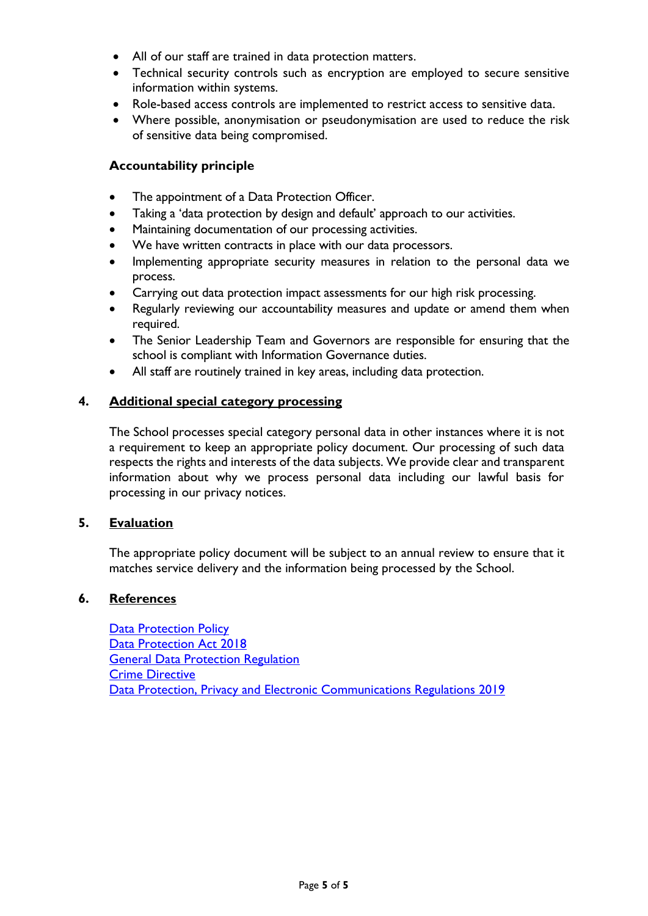- All of our staff are trained in data protection matters.
- Technical security controls such as encryption are employed to secure sensitive information within systems.
- Role-based access controls are implemented to restrict access to sensitive data.
- Where possible, anonymisation or pseudonymisation are used to reduce the risk of sensitive data being compromised.

**Accountability principle**

- The appointment of a Data Protection Officer.
- Taking a 'data protection by design and default' approach to our activities.
- Maintaining documentation of our processing activities.
- We have written contracts in place with our data processors.
- Implementing appropriate security measures in relation to the personal data we process.
- Carrying out data protection impact assessments for our high risk processing.
- Regularly reviewing our accountability measures and update or amend them when required.
- The Senior Leadership Team and Governors are responsible for ensuring that the school is compliant with Information Governance duties.
- All staff are routinely trained in key areas, including data protection.

## 4. Additional special category processing

The School processes special category personal data in other instances where it is not a requirement to keep an appropriate policy document. Our processing of such data respects the rights and interests of the data subjects. We provide clear and transparent information about why we process personal data including our lawful basis for processing in our privacy notices.

## 5. Evaluation

The appropriate policy document will be subject to an annual review to ensure that it matches service delivery and the information being processed by the School.

## 6. References

Data Protection Policy
Data Protection Act 2018
General Data Protection Regulation
Crime Directive
Data Protection, Privacy and Electronic Communications Regulations 2019